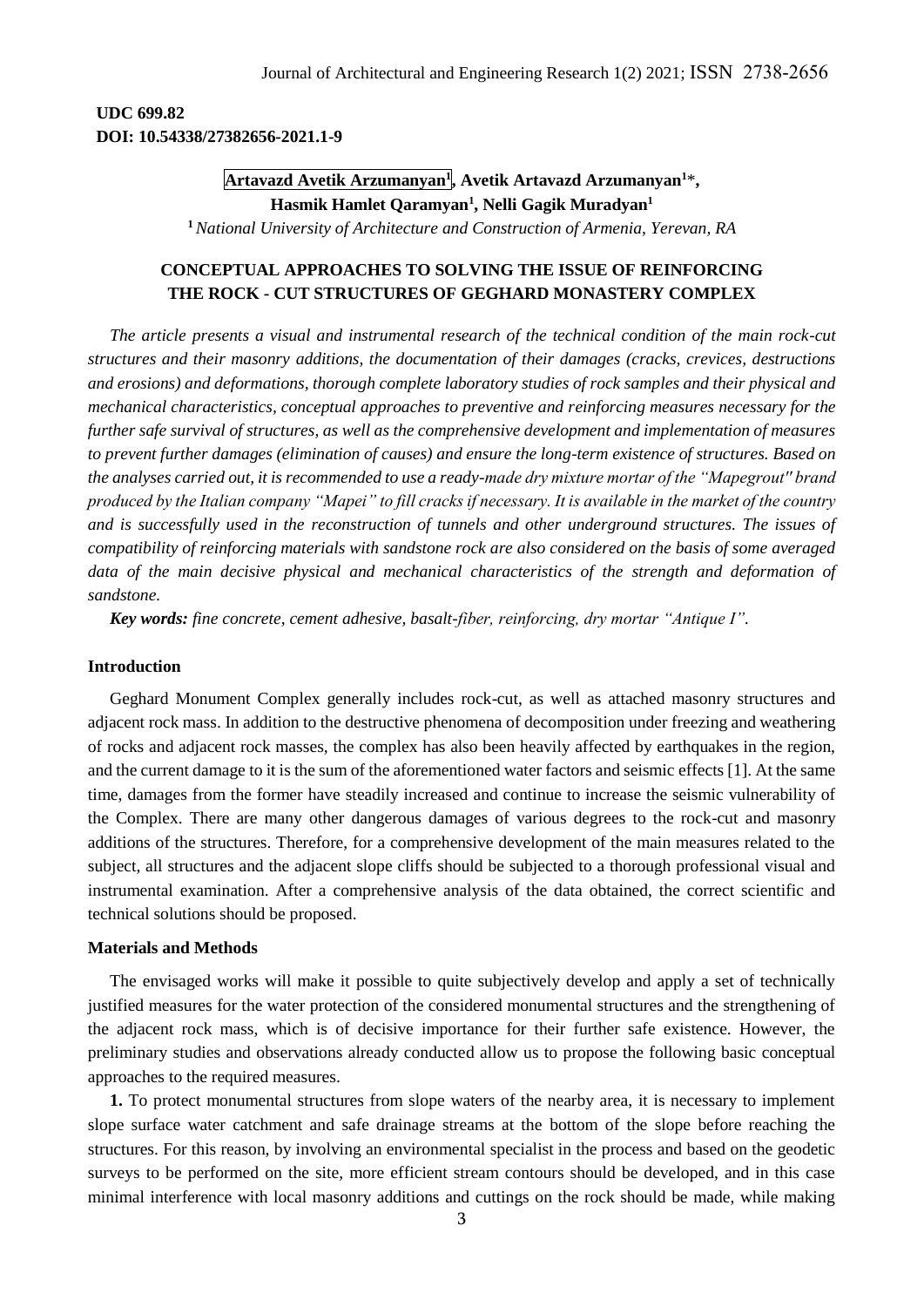**UDC 699.82**
**DOI: 10.54338/27382656-2021.1-9**

**Artavazd Avetik Arzumanyan[1], Avetik Artavazd Arzumanyan[1]*,**
**Hasmik Hamlet Qaramyan[1], Nelli Gagik Muradyan[1]**

[1] *National University of Architecture and Construction of Armenia, Yerevan, RA*

# CONCEPTUAL APPROACHES TO SOLVING THE ISSUE OF REINFORCING THE ROCK - CUT STRUCTURES OF GEGHARD MONASTERY COMPLEX

*The article presents a visual and instrumental research of the technical condition of the main rock-cut structures and their masonry additions, the documentation of their damages (cracks, crevices, destructions and erosions) and deformations, thorough complete laboratory studies of rock samples and their physical and mechanical characteristics, conceptual approaches to preventive and reinforcing measures necessary for the further safe survival of structures, as well as the comprehensive development and implementation of measures to prevent further damages (elimination of causes) and ensure the long-term existence of structures. Based on the analyses carried out, it is recommended to use a ready-made dry mixture mortar of the "Mapegrout" brand produced by the Italian company "Mapei" to fill cracks if necessary. It is available in the market of the country and is successfully used in the reconstruction of tunnels and other underground structures. The issues of compatibility of reinforcing materials with sandstone rock are also considered on the basis of some averaged data of the main decisive physical and mechanical characteristics of the strength and deformation of sandstone.*

***Key words:*** *fine concrete, cement adhesive, basalt-fiber, reinforcing, dry mortar "Antique I".*

## Introduction

Geghard Monument Complex generally includes rock-cut, as well as attached masonry structures and adjacent rock mass. In addition to the destructive phenomena of decomposition under freezing and weathering of rocks and adjacent rock masses, the complex has also been heavily affected by earthquakes in the region, and the current damage to it is the sum of the aforementioned water factors and seismic effects [1]. At the same time, damages from the former have steadily increased and continue to increase the seismic vulnerability of the Complex. There are many other dangerous damages of various degrees to the rock-cut and masonry additions of the structures. Therefore, for a comprehensive development of the main measures related to the subject, all structures and the adjacent slope cliffs should be subjected to a thorough professional visual and instrumental examination. After a comprehensive analysis of the data obtained, the correct scientific and technical solutions should be proposed.

## Materials and Methods

The envisaged works will make it possible to quite subjectively develop and apply a set of technically justified measures for the water protection of the considered monumental structures and the strengthening of the adjacent rock mass, which is of decisive importance for their further safe existence. However, the preliminary studies and observations already conducted allow us to propose the following basic conceptual approaches to the required measures.

**1.** To protect monumental structures from slope waters of the nearby area, it is necessary to implement slope surface water catchment and safe drainage streams at the bottom of the slope before reaching the structures. For this reason, by involving an environmental specialist in the process and based on the geodetic surveys to be performed on the site, more efficient stream contours should be developed, and in this case minimal interference with local masonry additions and cuttings on the rock should be made, while making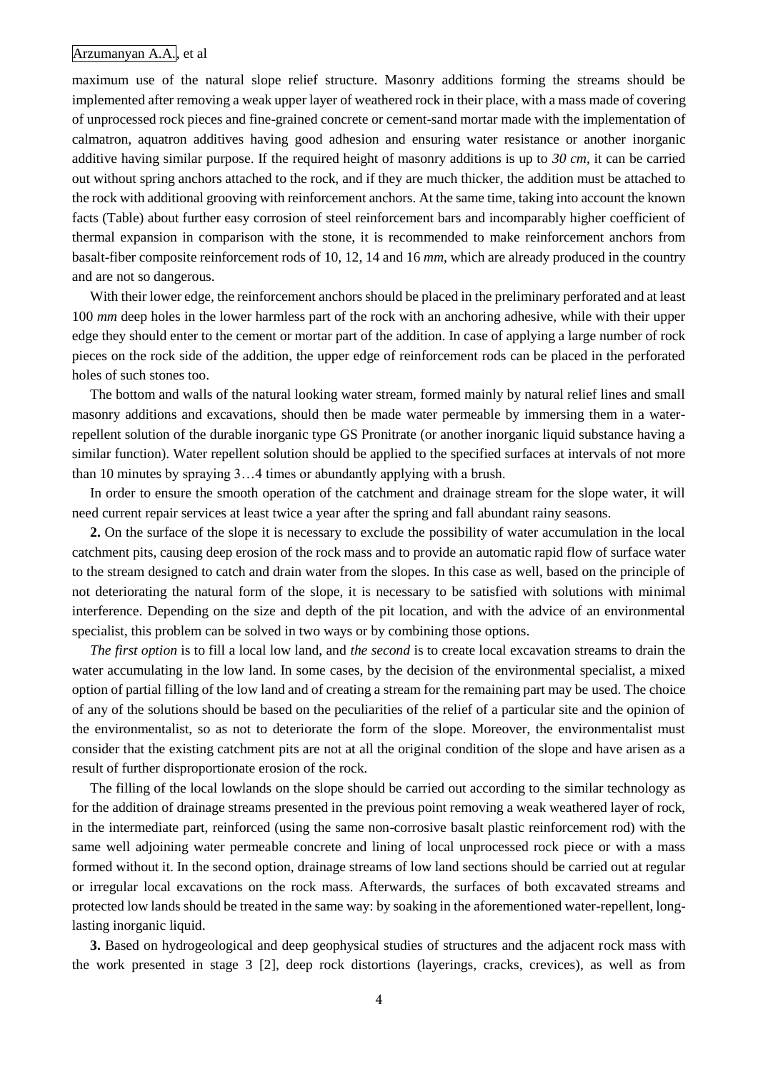maximum use of the natural slope relief structure. Masonry additions forming the streams should be implemented after removing a weak upper layer of weathered rock in their place, with a mass made of covering of unprocessed rock pieces and fine-grained concrete or cement-sand mortar made with the implementation of calmatron, aquatron additives having good adhesion and ensuring water resistance or another inorganic additive having similar purpose. If the required height of masonry additions is up to *30 cm*, it can be carried out without spring anchors attached to the rock, and if they are much thicker, the addition must be attached to the rock with additional grooving with reinforcement anchors. At the same time, taking into account the known facts (Table) about further easy corrosion of steel reinforcement bars and incomparably higher coefficient of thermal expansion in comparison with the stone, it is recommended to make reinforcement anchors from basalt-fiber composite reinforcement rods of 10, 12, 14 and 16 *mm*, which are already produced in the country and are not so dangerous.

With their lower edge, the reinforcement anchors should be placed in the preliminary perforated and at least 100 *mm* deep holes in the lower harmless part of the rock with an anchoring adhesive, while with their upper edge they should enter to the cement or mortar part of the addition. In case of applying a large number of rock pieces on the rock side of the addition, the upper edge of reinforcement rods can be placed in the perforated holes of such stones too.

The bottom and walls of the natural looking water stream, formed mainly by natural relief lines and small masonry additions and excavations, should then be made water permeable by immersing them in a water-repellent solution of the durable inorganic type GS Pronitrate (or another inorganic liquid substance having a similar function). Water repellent solution should be applied to the specified surfaces at intervals of not more than 10 minutes by spraying 3…4 times or abundantly applying with a brush.

In order to ensure the smooth operation of the catchment and drainage stream for the slope water, it will need current repair services at least twice a year after the spring and fall abundant rainy seasons.

**2.** On the surface of the slope it is necessary to exclude the possibility of water accumulation in the local catchment pits, causing deep erosion of the rock mass and to provide an automatic rapid flow of surface water to the stream designed to catch and drain water from the slopes. In this case as well, based on the principle of not deteriorating the natural form of the slope, it is necessary to be satisfied with solutions with minimal interference. Depending on the size and depth of the pit location, and with the advice of an environmental specialist, this problem can be solved in two ways or by combining those options.

*The first option* is to fill a local low land, and *the second* is to create local excavation streams to drain the water accumulating in the low land. In some cases, by the decision of the environmental specialist, a mixed option of partial filling of the low land and of creating a stream for the remaining part may be used. The choice of any of the solutions should be based on the peculiarities of the relief of a particular site and the opinion of the environmentalist, so as not to deteriorate the form of the slope. Moreover, the environmentalist must consider that the existing catchment pits are not at all the original condition of the slope and have arisen as a result of further disproportionate erosion of the rock.

The filling of the local lowlands on the slope should be carried out according to the similar technology as for the addition of drainage streams presented in the previous point removing a weak weathered layer of rock, in the intermediate part, reinforced (using the same non-corrosive basalt plastic reinforcement rod) with the same well adjoining water permeable concrete and lining of local unprocessed rock piece or with a mass formed without it. In the second option, drainage streams of low land sections should be carried out at regular or irregular local excavations on the rock mass. Afterwards, the surfaces of both excavated streams and protected low lands should be treated in the same way: by soaking in the aforementioned water-repellent, long-lasting inorganic liquid.

**3.** Based on hydrogeological and deep geophysical studies of structures and the adjacent rock mass with the work presented in stage 3 [2], deep rock distortions (layerings, cracks, crevices), as well as from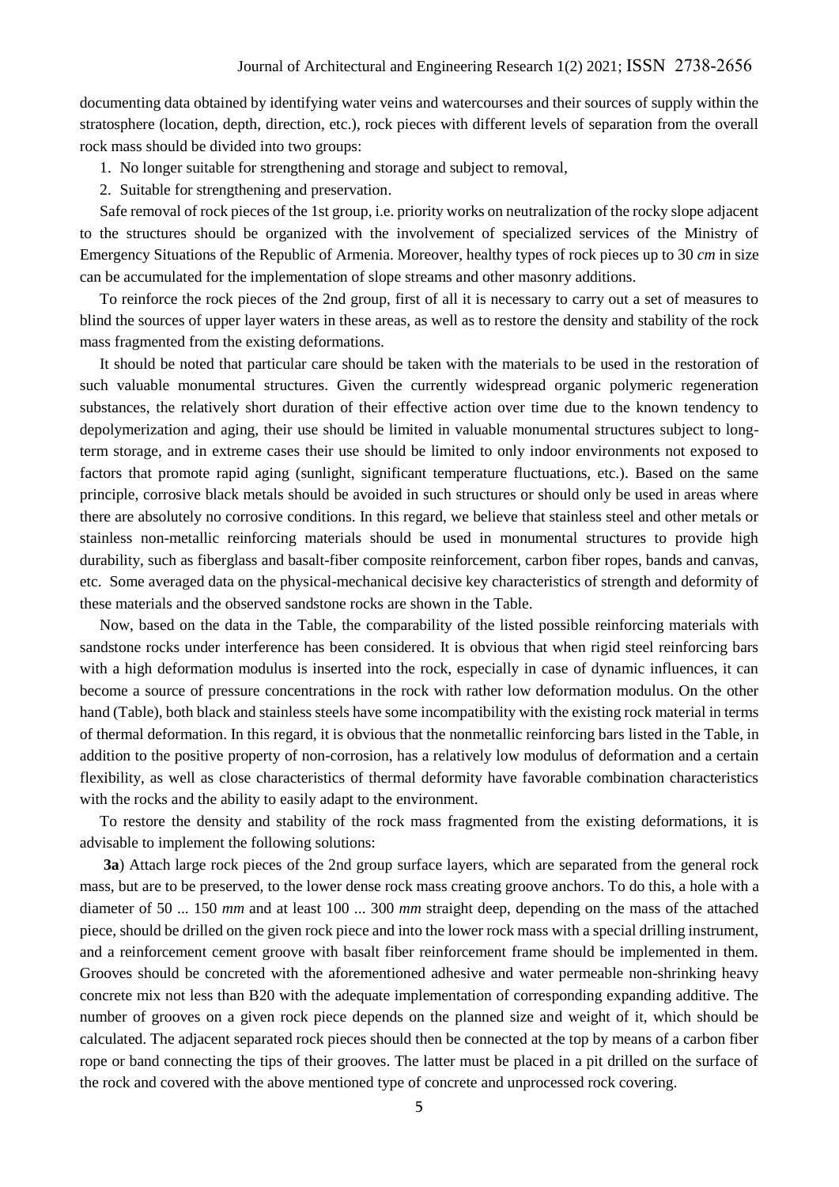documenting data obtained by identifying water veins and watercourses and their sources of supply within the stratosphere (location, depth, direction, etc.), rock pieces with different levels of separation from the overall rock mass should be divided into two groups:

1. No longer suitable for strengthening and storage and subject to removal,
2. Suitable for strengthening and preservation.

Safe removal of rock pieces of the 1st group, i.e. priority works on neutralization of the rocky slope adjacent to the structures should be organized with the involvement of specialized services of the Ministry of Emergency Situations of the Republic of Armenia. Moreover, healthy types of rock pieces up to 30 *cm* in size can be accumulated for the implementation of slope streams and other masonry additions.

To reinforce the rock pieces of the 2nd group, first of all it is necessary to carry out a set of measures to blind the sources of upper layer waters in these areas, as well as to restore the density and stability of the rock mass fragmented from the existing deformations.

It should be noted that particular care should be taken with the materials to be used in the restoration of such valuable monumental structures. Given the currently widespread organic polymeric regeneration substances, the relatively short duration of their effective action over time due to the known tendency to depolymerization and aging, their use should be limited in valuable monumental structures subject to long-term storage, and in extreme cases their use should be limited to only indoor environments not exposed to factors that promote rapid aging (sunlight, significant temperature fluctuations, etc.). Based on the same principle, corrosive black metals should be avoided in such structures or should only be used in areas where there are absolutely no corrosive conditions. In this regard, we believe that stainless steel and other metals or stainless non-metallic reinforcing materials should be used in monumental structures to provide high durability, such as fiberglass and basalt-fiber composite reinforcement, carbon fiber ropes, bands and canvas, etc. Some averaged data on the physical-mechanical decisive key characteristics of strength and deformity of these materials and the observed sandstone rocks are shown in the Table.

Now, based on the data in the Table, the comparability of the listed possible reinforcing materials with sandstone rocks under interference has been considered. It is obvious that when rigid steel reinforcing bars with a high deformation modulus is inserted into the rock, especially in case of dynamic influences, it can become a source of pressure concentrations in the rock with rather low deformation modulus. On the other hand (Table), both black and stainless steels have some incompatibility with the existing rock material in terms of thermal deformation. In this regard, it is obvious that the nonmetallic reinforcing bars listed in the Table, in addition to the positive property of non-corrosion, has a relatively low modulus of deformation and a certain flexibility, as well as close characteristics of thermal deformity have favorable combination characteristics with the rocks and the ability to easily adapt to the environment.

To restore the density and stability of the rock mass fragmented from the existing deformations, it is advisable to implement the following solutions:

**3a**) Attach large rock pieces of the 2nd group surface layers, which are separated from the general rock mass, but are to be preserved, to the lower dense rock mass creating groove anchors. To do this, a hole with a diameter of 50 ... 150 *mm* and at least 100 ... 300 *mm* straight deep, depending on the mass of the attached piece, should be drilled on the given rock piece and into the lower rock mass with a special drilling instrument, and a reinforcement cement groove with basalt fiber reinforcement frame should be implemented in them. Grooves should be concreted with the aforementioned adhesive and water permeable non-shrinking heavy concrete mix not less than B20 with the adequate implementation of corresponding expanding additive. The number of grooves on a given rock piece depends on the planned size and weight of it, which should be calculated. The adjacent separated rock pieces should then be connected at the top by means of a carbon fiber rope or band connecting the tips of their grooves. The latter must be placed in a pit drilled on the surface of the rock and covered with the above mentioned type of concrete and unprocessed rock covering.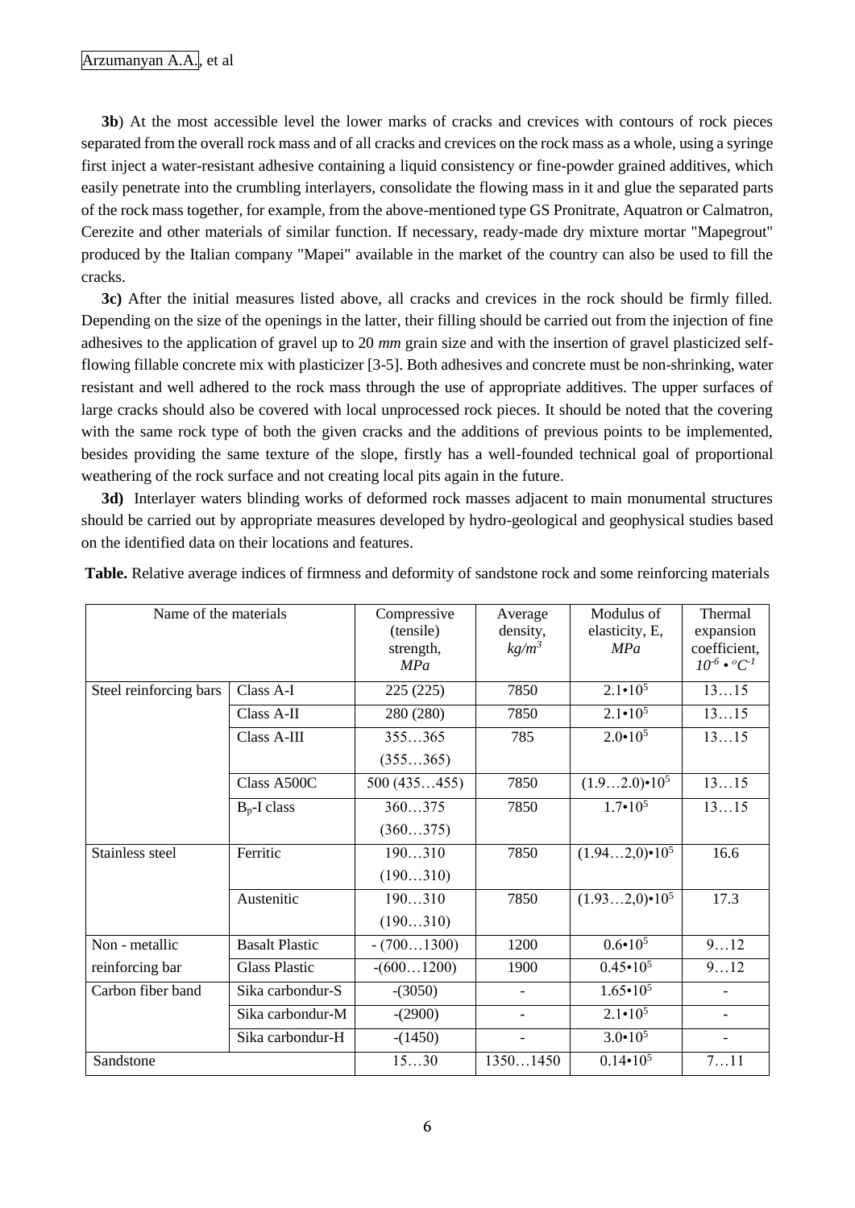**3b**) At the most accessible level the lower marks of cracks and crevices with contours of rock pieces separated from the overall rock mass and of all cracks and crevices on the rock mass as a whole, using a syringe first inject a water-resistant adhesive containing a liquid consistency or fine-powder grained additives, which easily penetrate into the crumbling interlayers, consolidate the flowing mass in it and glue the separated parts of the rock mass together, for example, from the above-mentioned type GS Pronitrate, Aquatron or Calmatron, Cerezite and other materials of similar function. If necessary, ready-made dry mixture mortar "Mapegrout" produced by the Italian company "Mapei" available in the market of the country can also be used to fill the cracks.

**3c)** After the initial measures listed above, all cracks and crevices in the rock should be firmly filled. Depending on the size of the openings in the latter, their filling should be carried out from the injection of fine adhesives to the application of gravel up to 20 *mm* grain size and with the insertion of gravel plasticized self-flowing fillable concrete mix with plasticizer [3-5]. Both adhesives and concrete must be non-shrinking, water resistant and well adhered to the rock mass through the use of appropriate additives. The upper surfaces of large cracks should also be covered with local unprocessed rock pieces. It should be noted that the covering with the same rock type of both the given cracks and the additions of previous points to be implemented, besides providing the same texture of the slope, firstly has a well-founded technical goal of proportional weathering of the rock surface and not creating local pits again in the future.

**3d)** Interlayer waters blinding works of deformed rock masses adjacent to main monumental structures should be carried out by appropriate measures developed by hydro-geological and geophysical studies based on the identified data on their locations and features.

**Table.** Relative average indices of firmness and deformity of sandstone rock and some reinforcing materials

| Name of the materials | | Compressive (tensile) strength, *MPa* | Average density, $kg/m^3$ | Modulus of elasticity, E, *MPa* | Thermal expansion coefficient, $10^{-6} \cdot {}^{o}C^{-1}$ |
|---|---|---|---|---|---|
| Steel reinforcing bars | Class A-I | 225 (225) | 7850 | $2.1 \cdot 10^5$ | 13…15 |
| | Class A-II | 280 (280) | 7850 | $2.1 \cdot 10^5$ | 13…15 |
| | Class A-III | 355…365 (355…365) | 785 | $2.0 \cdot 10^5$ | 13…15 |
| | Class A500C | 500 (435…455) | 7850 | $(1.9…2.0) \cdot 10^5$ | 13…15 |
| | $B_p$-I class | 360…375 (360…375) | 7850 | $1.7 \cdot 10^5$ | 13…15 |
| Stainless steel | Ferritic | 190…310 (190…310) | 7850 | $(1.94…2,0) \cdot 10^5$ | 16.6 |
| | Austenitic | 190…310 (190…310) | 7850 | $(1.93…2,0) \cdot 10^5$ | 17.3 |
| Non - metallic reinforcing bar | Basalt Plastic | - (700…1300) | 1200 | $0.6 \cdot 10^5$ | 9…12 |
| | Glass Plastic | -(600…1200) | 1900 | $0.45 \cdot 10^5$ | 9…12 |
| Carbon fiber band | Sika carbondur-S | -(3050) | - | $1.65 \cdot 10^5$ | - |
| | Sika carbondur-M | -(2900) | - | $2.1 \cdot 10^5$ | - |
| | Sika carbondur-H | -(1450) | - | $3.0 \cdot 10^5$ | - |
| Sandstone | | 15…30 | 1350…1450 | $0.14 \cdot 10^5$ | 7…11 |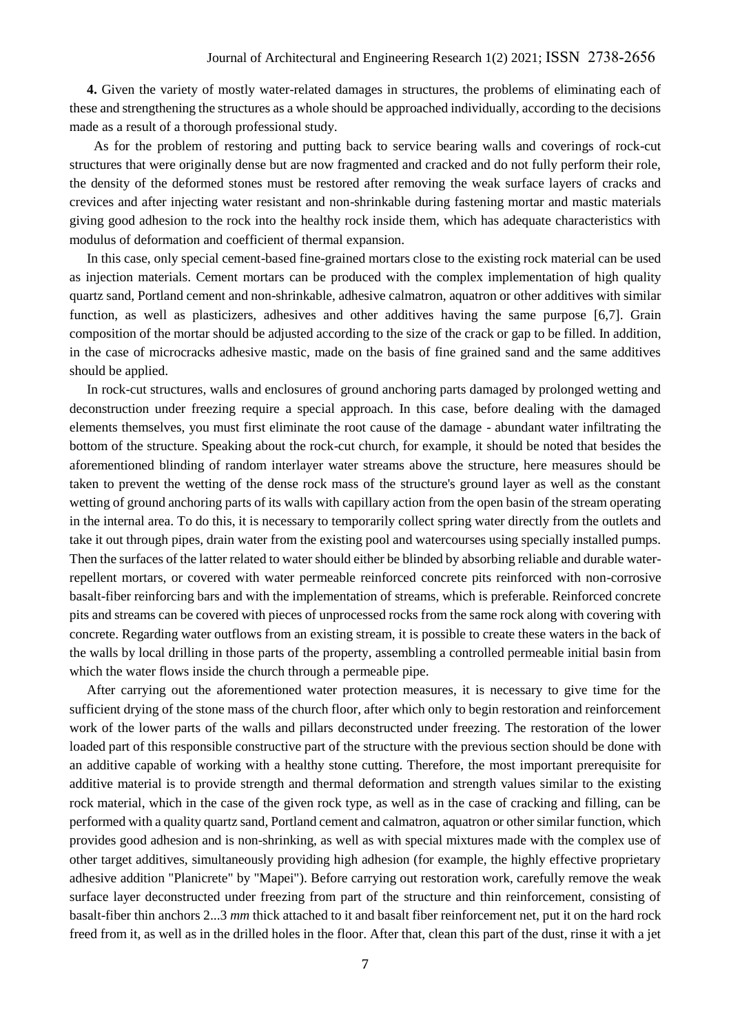**4.** Given the variety of mostly water-related damages in structures, the problems of eliminating each of these and strengthening the structures as a whole should be approached individually, according to the decisions made as a result of a thorough professional study.

As for the problem of restoring and putting back to service bearing walls and coverings of rock-cut structures that were originally dense but are now fragmented and cracked and do not fully perform their role, the density of the deformed stones must be restored after removing the weak surface layers of cracks and crevices and after injecting water resistant and non-shrinkable during fastening mortar and mastic materials giving good adhesion to the rock into the healthy rock inside them, which has adequate characteristics with modulus of deformation and coefficient of thermal expansion.

In this case, only special cement-based fine-grained mortars close to the existing rock material can be used as injection materials. Cement mortars can be produced with the complex implementation of high quality quartz sand, Portland cement and non-shrinkable, adhesive calmatron, aquatron or other additives with similar function, as well as plasticizers, adhesives and other additives having the same purpose [6,7]. Grain composition of the mortar should be adjusted according to the size of the crack or gap to be filled. In addition, in the case of microcracks adhesive mastic, made on the basis of fine grained sand and the same additives should be applied.

In rock-cut structures, walls and enclosures of ground anchoring parts damaged by prolonged wetting and deconstruction under freezing require a special approach. In this case, before dealing with the damaged elements themselves, you must first eliminate the root cause of the damage - abundant water infiltrating the bottom of the structure. Speaking about the rock-cut church, for example, it should be noted that besides the aforementioned blinding of random interlayer water streams above the structure, here measures should be taken to prevent the wetting of the dense rock mass of the structure's ground layer as well as the constant wetting of ground anchoring parts of its walls with capillary action from the open basin of the stream operating in the internal area. To do this, it is necessary to temporarily collect spring water directly from the outlets and take it out through pipes, drain water from the existing pool and watercourses using specially installed pumps. Then the surfaces of the latter related to water should either be blinded by absorbing reliable and durable water-repellent mortars, or covered with water permeable reinforced concrete pits reinforced with non-corrosive basalt-fiber reinforcing bars and with the implementation of streams, which is preferable. Reinforced concrete pits and streams can be covered with pieces of unprocessed rocks from the same rock along with covering with concrete. Regarding water outflows from an existing stream, it is possible to create these waters in the back of the walls by local drilling in those parts of the property, assembling a controlled permeable initial basin from which the water flows inside the church through a permeable pipe.

After carrying out the aforementioned water protection measures, it is necessary to give time for the sufficient drying of the stone mass of the church floor, after which only to begin restoration and reinforcement work of the lower parts of the walls and pillars deconstructed under freezing. The restoration of the lower loaded part of this responsible constructive part of the structure with the previous section should be done with an additive capable of working with a healthy stone cutting. Therefore, the most important prerequisite for additive material is to provide strength and thermal deformation and strength values similar to the existing rock material, which in the case of the given rock type, as well as in the case of cracking and filling, can be performed with a quality quartz sand, Portland cement and calmatron, aquatron or other similar function, which provides good adhesion and is non-shrinking, as well as with special mixtures made with the complex use of other target additives, simultaneously providing high adhesion (for example, the highly effective proprietary adhesive addition "Planicrete" by "Mapei"). Before carrying out restoration work, carefully remove the weak surface layer deconstructed under freezing from part of the structure and thin reinforcement, consisting of basalt-fiber thin anchors 2...3 *mm* thick attached to it and basalt fiber reinforcement net, put it on the hard rock freed from it, as well as in the drilled holes in the floor. After that, clean this part of the dust, rinse it with a jet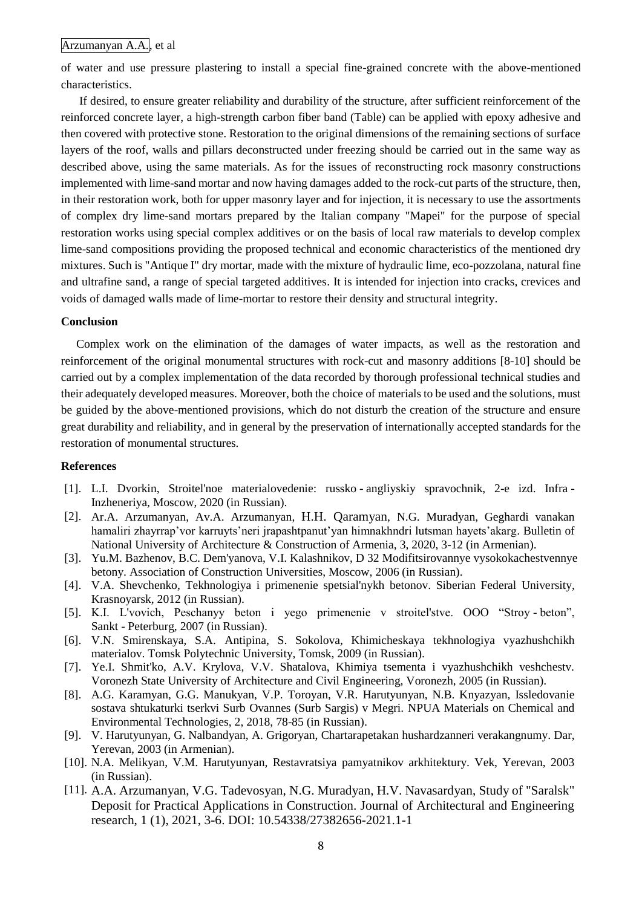of water and use pressure plastering to install a special fine-grained concrete with the above-mentioned characteristics.

If desired, to ensure greater reliability and durability of the structure, after sufficient reinforcement of the reinforced concrete layer, a high-strength carbon fiber band (Table) can be applied with epoxy adhesive and then covered with protective stone. Restoration to the original dimensions of the remaining sections of surface layers of the roof, walls and pillars deconstructed under freezing should be carried out in the same way as described above, using the same materials. As for the issues of reconstructing rock masonry constructions implemented with lime-sand mortar and now having damages added to the rock-cut parts of the structure, then, in their restoration work, both for upper masonry layer and for injection, it is necessary to use the assortments of complex dry lime-sand mortars prepared by the Italian company "Mapei" for the purpose of special restoration works using special complex additives or on the basis of local raw materials to develop complex lime-sand compositions providing the proposed technical and economic characteristics of the mentioned dry mixtures. Such is "Antique I" dry mortar, made with the mixture of hydraulic lime, eco-pozzolana, natural fine and ultrafine sand, a range of special targeted additives. It is intended for injection into cracks, crevices and voids of damaged walls made of lime-mortar to restore their density and structural integrity.

## Conclusion

Complex work on the elimination of the damages of water impacts, as well as the restoration and reinforcement of the original monumental structures with rock-cut and masonry additions [8-10] should be carried out by a complex implementation of the data recorded by thorough professional technical studies and their adequately developed measures. Moreover, both the choice of materials to be used and the solutions, must be guided by the above-mentioned provisions, which do not disturb the creation of the structure and ensure great durability and reliability, and in general by the preservation of internationally accepted standards for the restoration of monumental structures.

## References

[1]. L.I. Dvorkin, Stroitel'noe materialovedenie: russko - angliyskiy spravochnik, 2-e izd. Infra - Inzheneriya, Moscow, 2020 (in Russian).

[2]. Ar.A. Arzumanyan, Av.A. Arzumanyan, H.H. Qaramyan, N.G. Muradyan, Geghardi vanakan hamaliri zhayrrap'vor karruyts'neri jrapashtpanut'yan himnakhndri lutsman hayets'akarg. Bulletin of National University of Architecture & Construction of Armenia, 3, 2020, 3-12 (in Armenian).

[3]. Yu.M. Bazhenov, B.C. Dem'yanova, V.I. Kalashnikov, D 32 Modifitsirovannye vysokokachestvennye betony. Association of Construction Universities, Moscow, 2006 (in Russian).

[4]. V.A. Shevchenko, Tekhnologiya i primenenie spetsial'nykh betonov. Siberian Federal University, Krasnoyarsk, 2012 (in Russian).

[5]. K.I. L'vovich, Peschanyy beton i yego primenenie v stroitel'stve. OOO "Stroy - beton", Sankt - Peterburg, 2007 (in Russian).

[6]. V.N. Smirenskaya, S.A. Antipina, S. Sokolova, Khimicheskaya tekhnologiya vyazhushchikh materialov. Tomsk Polytechnic University, Tomsk, 2009 (in Russian).

[7]. Ye.I. Shmit'ko, A.V. Krylova, V.V. Shatalova, Khimiya tsementa i vyazhushchikh veshchestv. Voronezh State University of Architecture and Civil Engineering, Voronezh, 2005 (in Russian).

[8]. A.G. Karamyan, G.G. Manukyan, V.P. Toroyan, V.R. Harutyunyan, N.B. Knyazyan, Issledovanie sostava shtukaturki tserkvi Surb Ovannes (Surb Sargis) v Megri. NPUA Materials on Chemical and Environmental Technologies, 2, 2018, 78-85 (in Russian).

[9]. V. Harutyunyan, G. Nalbandyan, A. Grigoryan, Chartarapetakan hushardzanneri verakangnumy. Dar, Yerevan, 2003 (in Armenian).

[10]. N.A. Melikyan, V.M. Harutyunyan, Restavratsiya pamyatnikov arkhitektury. Vek, Yerevan, 2003 (in Russian).

[11]. A.A. Arzumanyan, V.G. Tadevosyan, N.G. Muradyan, H.V. Navasardyan, Study of "Saralsk" Deposit for Practical Applications in Construction. Journal of Architectural and Engineering research, 1 (1), 2021, 3-6. DOI: 10.54338/27382656-2021.1-1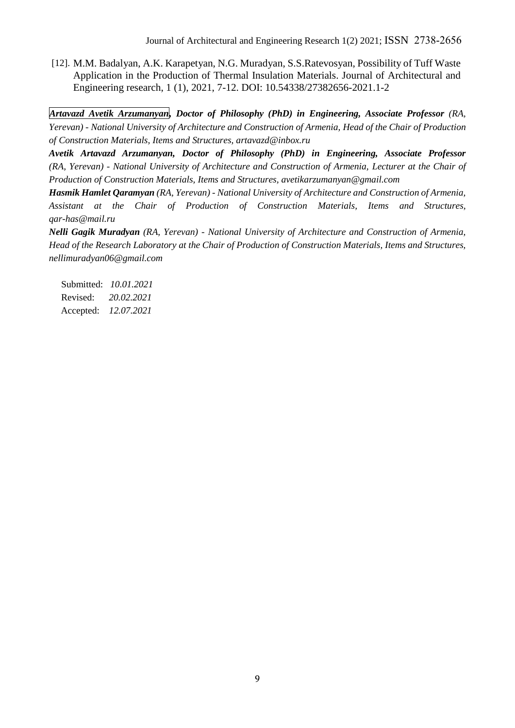[12]. M.M. Badalyan, A.K. Karapetyan, N.G. Muradyan, S.S.Ratevosyan, Possibility of Tuff Waste Application in the Production of Thermal Insulation Materials. Journal of Architectural and Engineering research, 1 (1), 2021, 7-12. DOI: 10.54338/27382656-2021.1-2

***Artavazd Avetik Arzumanyan, Doctor of Philosophy (PhD) in Engineering, Associate Professor*** *(RA, Yerevan) - National University of Architecture and Construction of Armenia, Head of the Chair of Production of Construction Materials, Items and Structures, artavazd@inbox.ru*

***Avetik Artavazd Arzumanyan, Doctor of Philosophy (PhD) in Engineering, Associate Professor*** *(RA, Yerevan) - National University of Architecture and Construction of Armenia, Lecturer at the Chair of Production of Construction Materials, Items and Structures, avetikarzumanyan@gmail.com*

***Hasmik Hamlet Qaramyan*** *(RA, Yerevan) - National University of Architecture and Construction of Armenia, Assistant at the Chair of Production of Construction Materials, Items and Structures, qar-has@mail.ru*

***Nelli Gagik Muradyan*** *(RA, Yerevan) - National University of Architecture and Construction of Armenia, Head of the Research Laboratory at the Chair of Production of Construction Materials, Items and Structures, nellimuradyan06@gmail.com*

Submitted: *10.01.2021*
Revised: *20.02.2021*
Accepted: *12.07.2021*